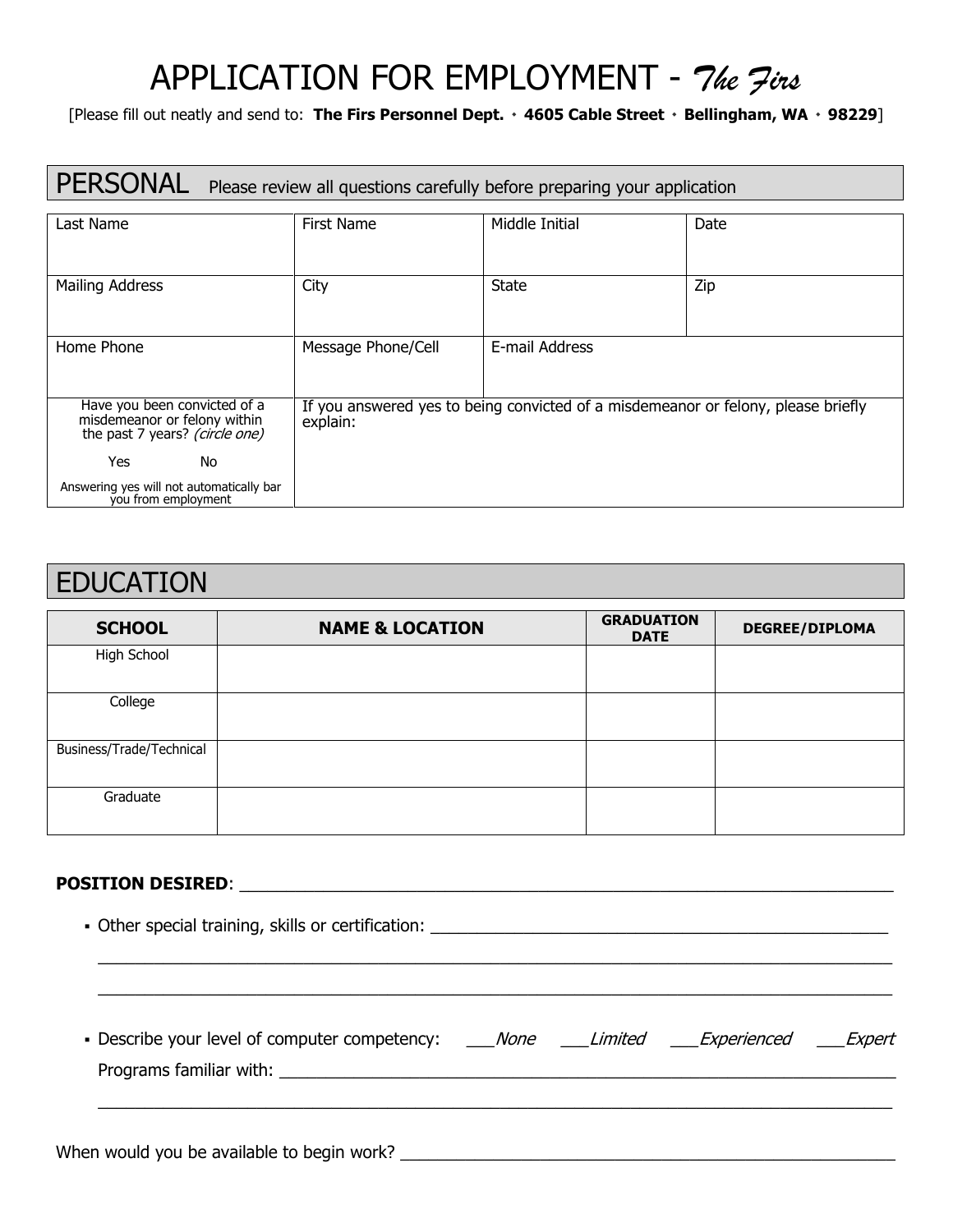# APPLICATION FOR EMPLOYMENT - *The Firs*

[Please fill out neatly and send to: **The Firs Personnel Dept.** · **4605 Cable Street** · **Bellingham, WA** · **98229**]

## PERSONAL

Please review all questions carefully before preparing your application

| Last Name | First Name | Middle Initial | Date |
|---|---|---|---|
| | | | |
| Mailing Address | City | State | Zip |
| | | | |
| Home Phone | Message Phone/Cell | E-mail Address | |
| | | | |

| Have you been convicted of a misdemeanor or felony within the past 7 years? *(circle one)* Yes No — Answering yes will not automatically bar you from employment | If you answered yes to being convicted of a misdemeanor or felony, please briefly explain: |
|---|---|
| | |

## EDUCATION

| SCHOOL | NAME & LOCATION | GRADUATION DATE | DEGREE/DIPLOMA |
|---|---|---|---|
| High School | | | |
| College | | | |
| Business/Trade/Technical | | | |
| Graduate | | | |

**POSITION DESIRED**: ______________________________________________

- Other special training, skills or certification: ______________________________________________

______________________________________________

______________________________________________

- Describe your level of computer competency: ___*None* ___*Limited* ___*Experienced* ___*Expert*

  Programs familiar with: ______________________________________________

  ______________________________________________

When would you be available to begin work? ______________________________________________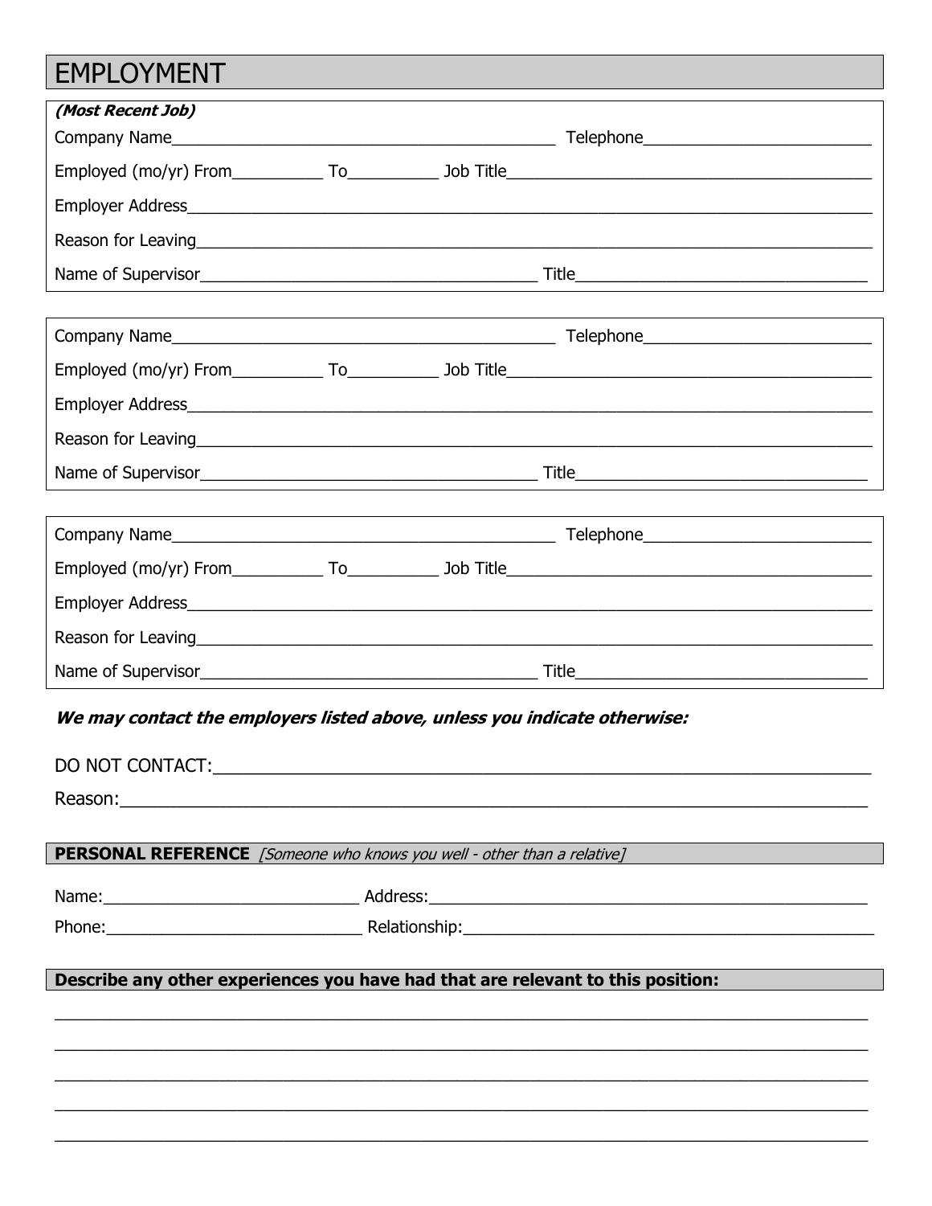# EMPLOYMENT

***(Most Recent Job)***

Company Name____________________________________________ Telephone__________________________

Employed (mo/yr) From__________ To__________ Job Title__________________________________________

Employer Address__________________________________________________________________________

Reason for Leaving_________________________________________________________________________

Name of Supervisor_______________________________________ Title_________________________________

---

Company Name____________________________________________ Telephone__________________________

Employed (mo/yr) From__________ To__________ Job Title__________________________________________

Employer Address__________________________________________________________________________

Reason for Leaving_________________________________________________________________________

Name of Supervisor_______________________________________ Title_________________________________

---

Company Name____________________________________________ Telephone__________________________

Employed (mo/yr) From__________ To__________ Job Title__________________________________________

Employer Address__________________________________________________________________________

Reason for Leaving_________________________________________________________________________

Name of Supervisor_______________________________________ Title_________________________________

***We may contact the employers listed above, unless you indicate otherwise:***

DO NOT CONTACT:_________________________________________________________________________

Reason:___________________________________________________________________________________

**PERSONAL REFERENCE** *[Someone who knows you well - other than a relative]*

Name:_____________________________ Address:___________________________________________________

Phone:_____________________________ Relationship:_______________________________________________

**Describe any other experiences you have had that are relevant to this position:**

___________________________________________________________________________________________

___________________________________________________________________________________________

___________________________________________________________________________________________

___________________________________________________________________________________________

___________________________________________________________________________________________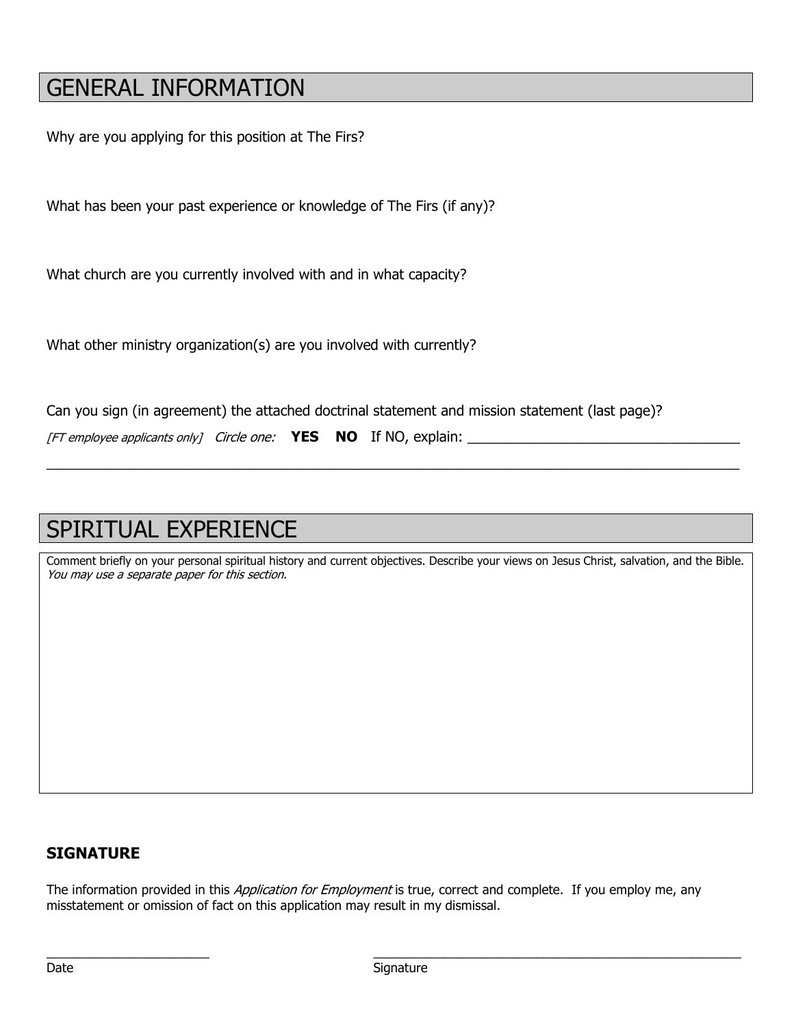## GENERAL INFORMATION

Why are you applying for this position at The Firs?

What has been your past experience or knowledge of The Firs (if any)?

What church are you currently involved with and in what capacity?

What other ministry organization(s) are you involved with currently?

Can you sign (in agreement) the attached doctrinal statement and mission statement (last page)?

*[FT employee applicants only]* *Circle one:* **YES** **NO** If NO, explain: ___________________________________

_____________________________________________________________________________________________

## SPIRITUAL EXPERIENCE

Comment briefly on your personal spiritual history and current objectives. Describe your views on Jesus Christ, salvation, and the Bible. *You may use a separate paper for this section.*

### SIGNATURE

The information provided in this *Application for Employment* is true, correct and complete. If you employ me, any misstatement or omission of fact on this application may result in my dismissal.

_______________________ _____________________________________________________

Date Signature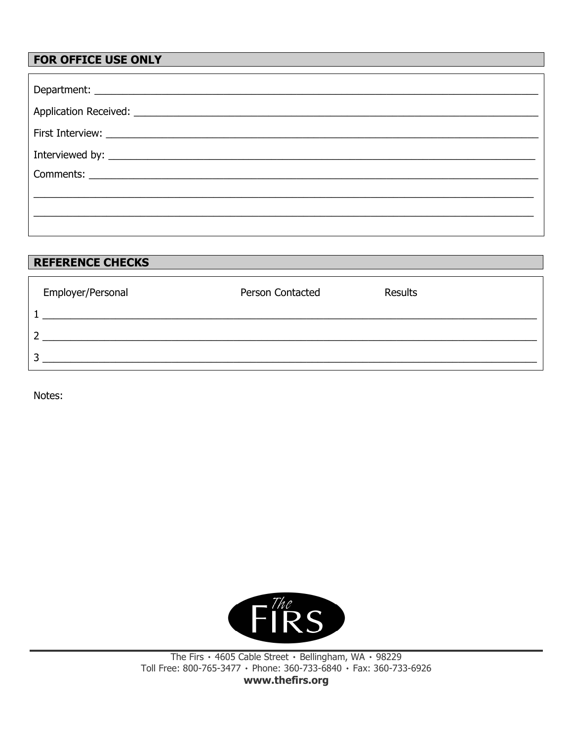## FOR OFFICE USE ONLY

Department: ______________________________________________________________________________

Application Received: ______________________________________________________________________

First Interview: ___________________________________________________________________________

Interviewed by: __________________________________________________________________________

Comments: _______________________________________________________________________________

_______________________________________________________________________________________

_______________________________________________________________________________________

## REFERENCE CHECKS

| Employer/Personal | Person Contacted | Results |
|---|---|---|
| 1 | | |
| 2 | | |
| 3 | | |

Notes:

The Firs • 4605 Cable Street • Bellingham, WA • 98229
Toll Free: 800-765-3477 • Phone: 360-733-6840 • Fax: 360-733-6926
**www.thefirs.org**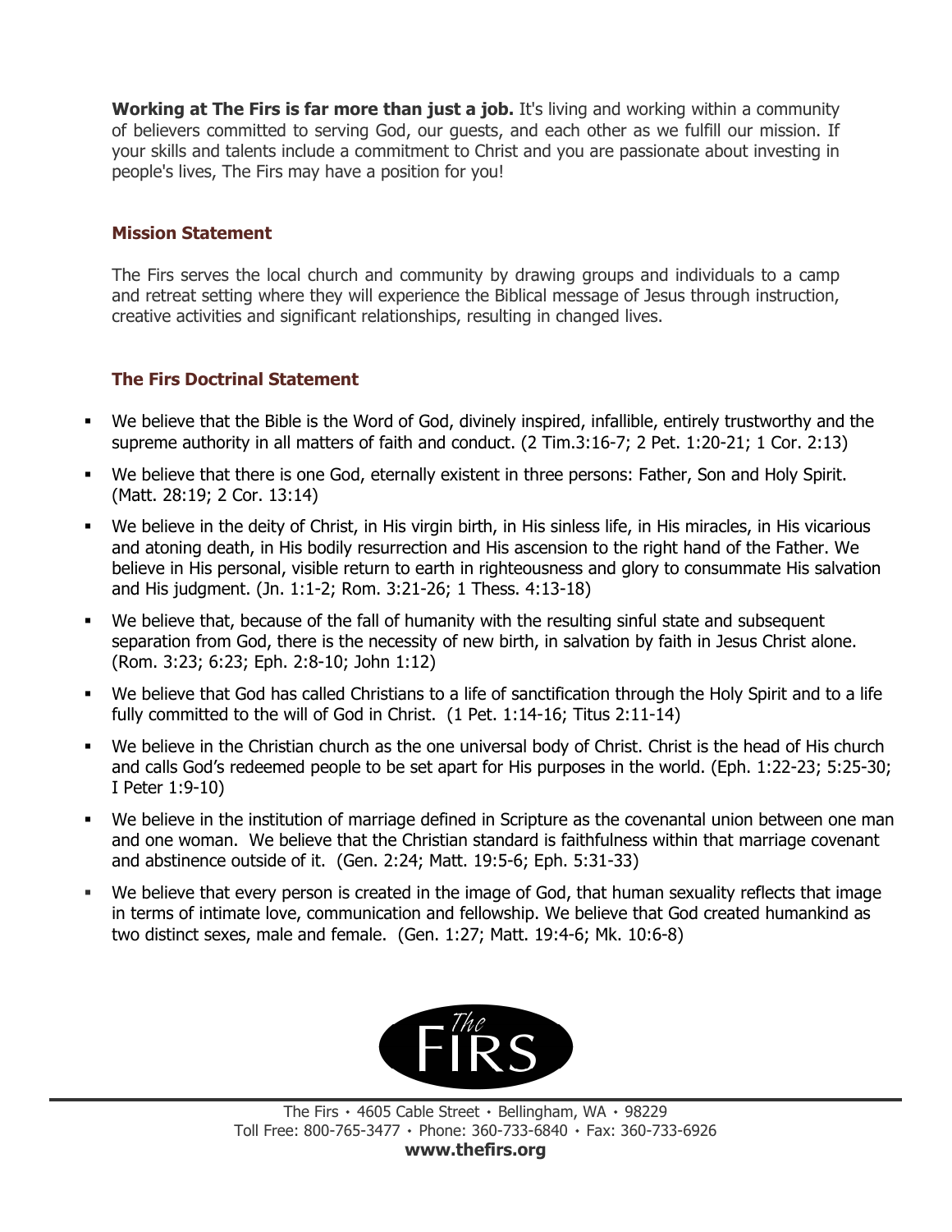**Working at The Firs is far more than just a job.** It's living and working within a community of believers committed to serving God, our guests, and each other as we fulfill our mission. If your skills and talents include a commitment to Christ and you are passionate about investing in people's lives, The Firs may have a position for you!

### Mission Statement

The Firs serves the local church and community by drawing groups and individuals to a camp and retreat setting where they will experience the Biblical message of Jesus through instruction, creative activities and significant relationships, resulting in changed lives.

### The Firs Doctrinal Statement

- We believe that the Bible is the Word of God, divinely inspired, infallible, entirely trustworthy and the supreme authority in all matters of faith and conduct. (2 Tim.3:16-7; 2 Pet. 1:20-21; 1 Cor. 2:13)
- We believe that there is one God, eternally existent in three persons: Father, Son and Holy Spirit. (Matt. 28:19; 2 Cor. 13:14)
- We believe in the deity of Christ, in His virgin birth, in His sinless life, in His miracles, in His vicarious and atoning death, in His bodily resurrection and His ascension to the right hand of the Father. We believe in His personal, visible return to earth in righteousness and glory to consummate His salvation and His judgment. (Jn. 1:1-2; Rom. 3:21-26; 1 Thess. 4:13-18)
- We believe that, because of the fall of humanity with the resulting sinful state and subsequent separation from God, there is the necessity of new birth, in salvation by faith in Jesus Christ alone. (Rom. 3:23; 6:23; Eph. 2:8-10; John 1:12)
- We believe that God has called Christians to a life of sanctification through the Holy Spirit and to a life fully committed to the will of God in Christ. (1 Pet. 1:14-16; Titus 2:11-14)
- We believe in the Christian church as the one universal body of Christ. Christ is the head of His church and calls God's redeemed people to be set apart for His purposes in the world. (Eph. 1:22-23; 5:25-30; I Peter 1:9-10)
- We believe in the institution of marriage defined in Scripture as the covenantal union between one man and one woman. We believe that the Christian standard is faithfulness within that marriage covenant and abstinence outside of it. (Gen. 2:24; Matt. 19:5-6; Eph. 5:31-33)
- We believe that every person is created in the image of God, that human sexuality reflects that image in terms of intimate love, communication and fellowship. We believe that God created humankind as two distinct sexes, male and female. (Gen. 1:27; Matt. 19:4-6; Mk. 10:6-8)

The Firs

The Firs • 4605 Cable Street • Bellingham, WA • 98229
Toll Free: 800-765-3477 • Phone: 360-733-6840 • Fax: 360-733-6926
**www.thefirs.org**